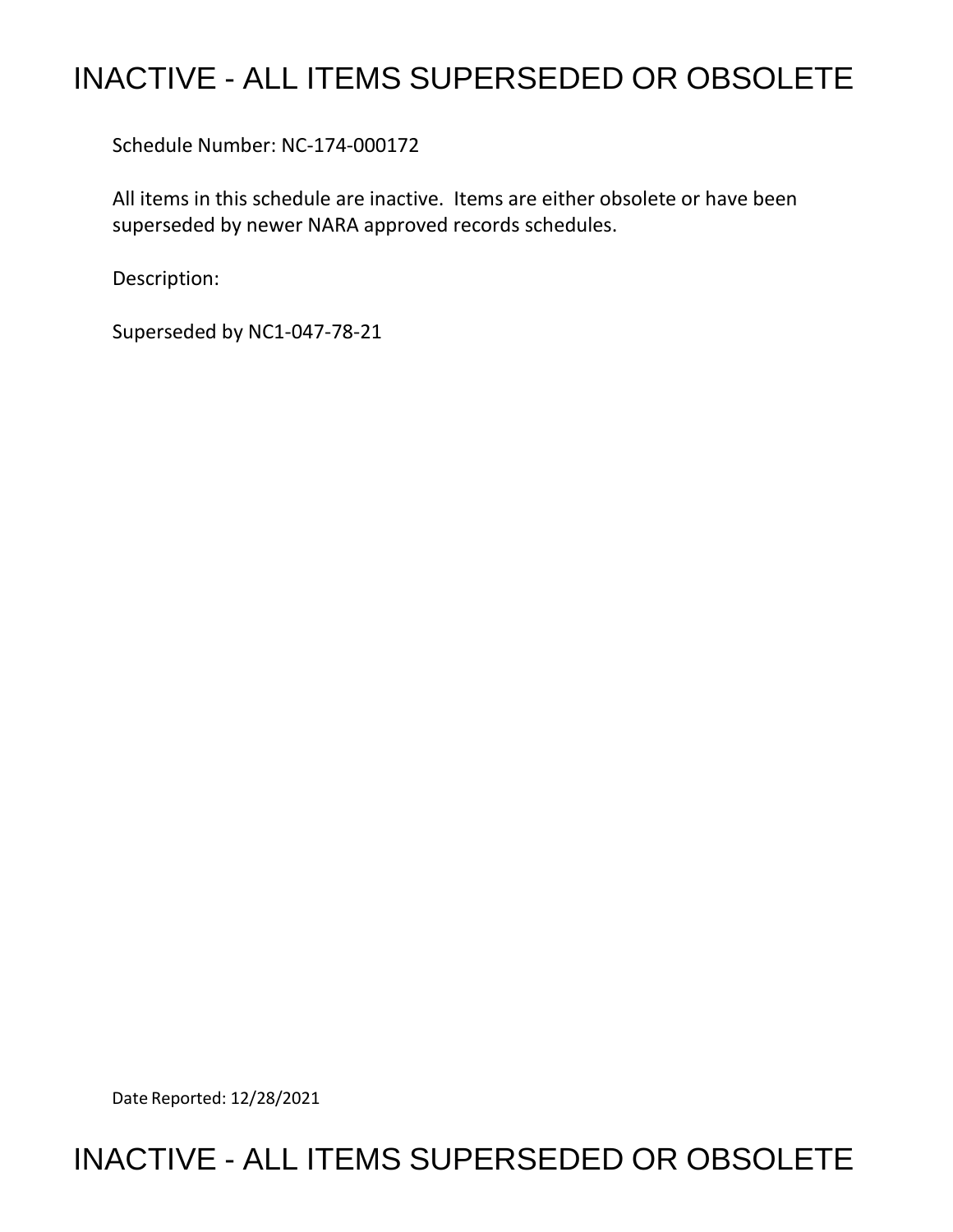# INACTIVE - ALL ITEMS SUPERSEDED OR OBSOLETE

Schedule Number: NC-174-000172

All items in this schedule are inactive. Items are either obsolete or have been superseded by newer NARA approved records schedules.

Description:

Superseded by NC1-047-78-21

Date Reported: 12/28/2021

# INACTIVE - ALL ITEMS SUPERSEDED OR OBSOLETE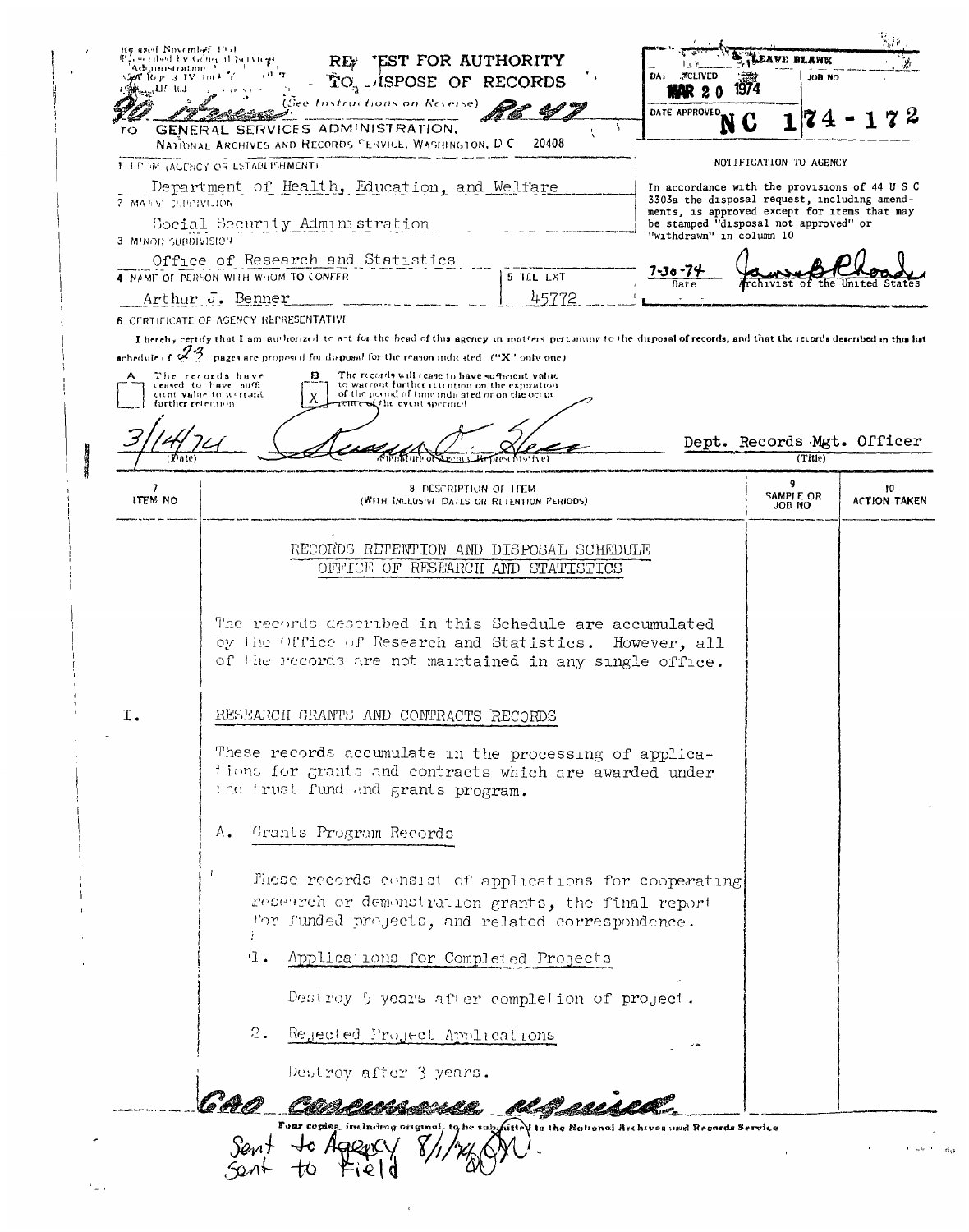Revised November 1951
Prescribed by General Services Administration
Reg. 3 IV 106

# REQUEST FOR AUTHORITY TO DISPOSE OF RECORDS

(See Instructions on Reverse)

RG 47

TO GENERAL SERVICES ADMINISTRATION,
NATIONAL ARCHIVES AND RECORDS SERVICE, WASHINGTON, D C 20408

| LEAVE BLANK | |
|---|---|
| DATE RECEIVED MAR 20 1974 | JOB NO |
| DATE APPROVED | NC 174-172 |

NOTIFICATION TO AGENCY

In accordance with the provisions of 44 U S C 3303a the disposal request, including amendments, is approved except for items that may be stamped "disposal not approved" or "withdrawn" in column 10

7-30-74 — Date — Archivist of the United States

1 FROM (AGENCY OR ESTABLISHMENT)
Department of Health, Education, and Welfare

2 MAJOR SUBDIVISION
Social Security Administration

3 MINOR SUBDIVISION
Office of Research and Statistics

4 NAME OF PERSON WITH WHOM TO CONFER
Arthur J. Benner

5 TEL EXT
45772

6 CERTIFICATE OF AGENCY REPRESENTATIVE

I hereby certify that I am authorized to act for the head of this agency in matters pertaining to the disposal of records, and that the records described in this list or schedule of 23 pages are proposed for disposal for the reason indicated ("X" only one)

A [ ] The records have ceased to have sufficient value to warrant further retention

B [X] The records will cease to have sufficient value to warrant further retention on the expiration of the period of time indicated or on the occurrence of the event specified

3/14/74 (Date) — (Signature of Agency Representative) — Dept. Records Mgt. Officer (Title)

| 7 ITEM NO | 8 DESCRIPTION OF ITEM (WITH INCLUSIVE DATES OR RETENTION PERIODS) | 9 SAMPLE OR JOB NO | 10 ACTION TAKEN |
|---|---|---|---|

RECORDS RETENTION AND DISPOSAL SCHEDULE
OFFICE OF RESEARCH AND STATISTICS

The records described in this Schedule are accumulated by the Office of Research and Statistics. However, all of the records are not maintained in any single office.

I. RESEARCH GRANTS AND CONTRACTS RECORDS

These records accumulate in the processing of applications for grants and contracts which are awarded under the trust fund and grants program.

A. Grants Program Records

These records consist of applications for cooperating research or demonstration grants, the final report for funded projects, and related correspondence.

1. Applications for Completed Projects

Destroy 5 years after completion of project.

2. Rejected Project Applications

Destroy after 3 years.

GAO concurrence required

Four copies, including original, to be submitted to the National Archives and Records Service

Sent to Agency 8/1/74
Sent to Field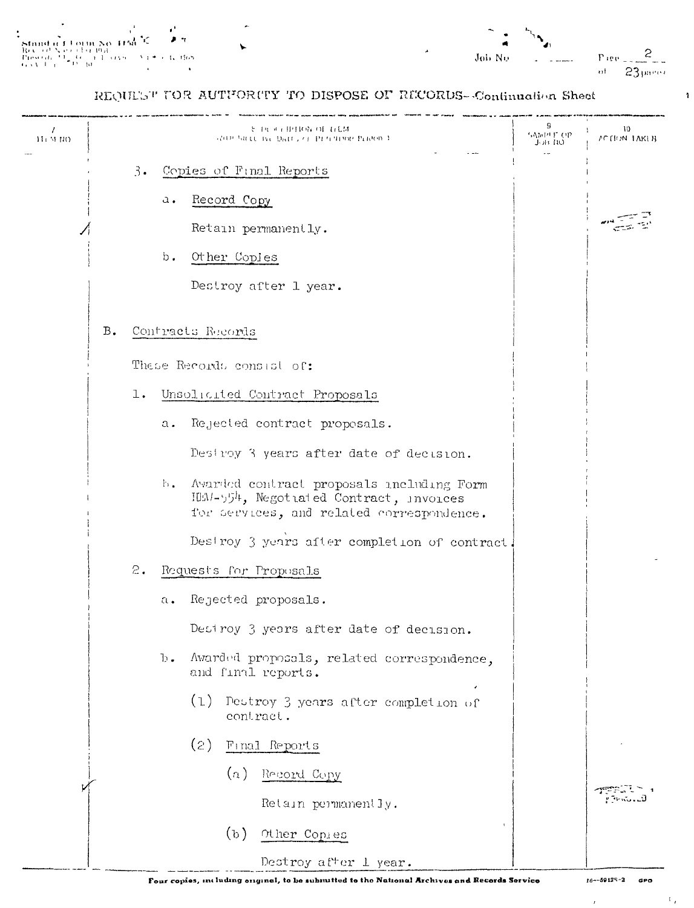## REQUEST FOR AUTHORITY TO DISPOSE OF RECORDS--Continuation Sheet

3. Copies of Final Reports

   a. Record Copy

      Retain permanently.

   b. Other Copies

      Destroy after 1 year.

B. Contracts Records

These Records consist of:

1. Unsolicited Contract Proposals

   a. Rejected contract proposals.

      Destroy 3 years after date of decision.

   b. Awarded contract proposals including Form HEW-554, Negotiated Contract, invoices for services, and related correspondence.

      Destroy 3 years after completion of contract.

2. Requests for Proposals

   a. Rejected proposals.

      Destroy 3 years after date of decision.

   b. Awarded proposals, related correspondence, and final reports.

      (1) Destroy 3 years after completion of contract.

      (2) Final Reports

         (a) Record Copy

            Retain permanently.

         (b) Other Copies

            Destroy after 1 year.

Four copies, including original, to be submitted to the National Archives and Records Service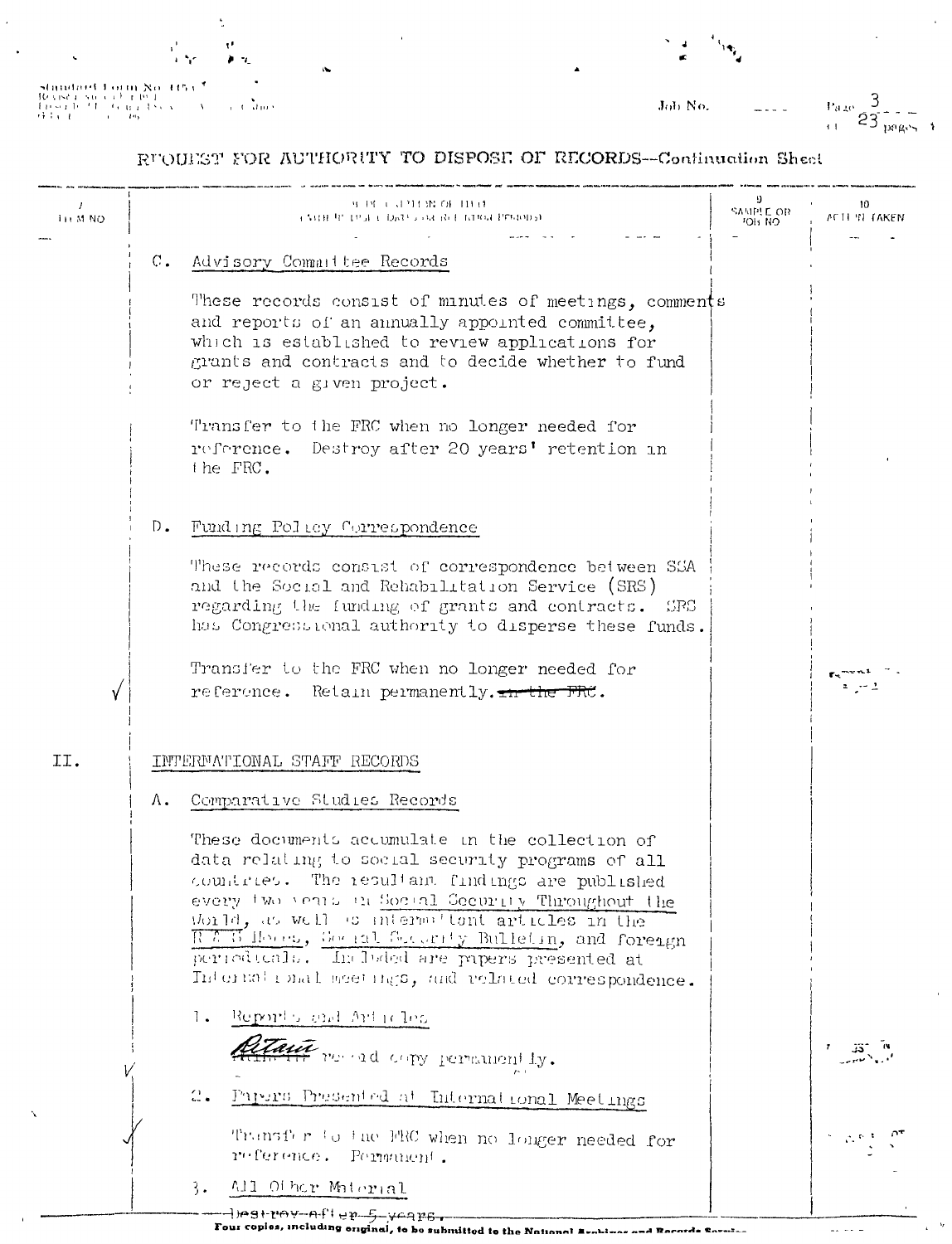# REQUEST FOR AUTHORITY TO DISPOSE OF RECORDS--Continuation Sheet

| 7 ITEM NO | 8 DESCRIPTION OF ITEM (WITH INCLUSIVE DATES OR RETENTION PERIODS) | 9 SAMPLE OR JOB NO | 10 ACTION TAKEN |
|---|---|---|---|
| | C. Advisory Committee Records<br><br>These records consist of minutes of meetings, comments and reports of an annually appointed committee, which is established to review applications for grants and contracts and to decide whether to fund or reject a given project.<br><br>Transfer to the FRC when no longer needed for reference. Destroy after 20 years' retention in the FRC. | | |
| ✓ | D. Funding Policy Correspondence<br><br>These records consist of correspondence between SSA and the Social and Rehabilitation Service (SRS) regarding the funding of grants and contracts. SRS has Congressional authority to disperse these funds.<br><br>Transfer to the FRC when no longer needed for reference. Retain permanently. ~~in the FRC.~~ | | |
| II. | INTERNATIONAL STAFF RECORDS<br><br>A. Comparative Studies Records<br><br>These documents accumulate in the collection of data relating to social security programs of all countries. The resultant findings are published every two years in Social Security Throughout the World, as well as intermittent articles in the R & S Notes, Social Security Bulletin, and foreign periodicals. Included are papers presented at International meetings, and related correspondence. | | |
| ✓ | 1. Reports and Articles<br><br>Retain ~~Retain in~~ record copy permanently. | | |
| ✓ | 2. Papers Presented at International Meetings<br><br>Transfer to the FRC when no longer needed for reference. Permanent. | | |
| | 3. All Other Material<br><br>~~Destroy after 5 years.~~ | | |

Four copies, including original, to be submitted to the National Archives and Records Service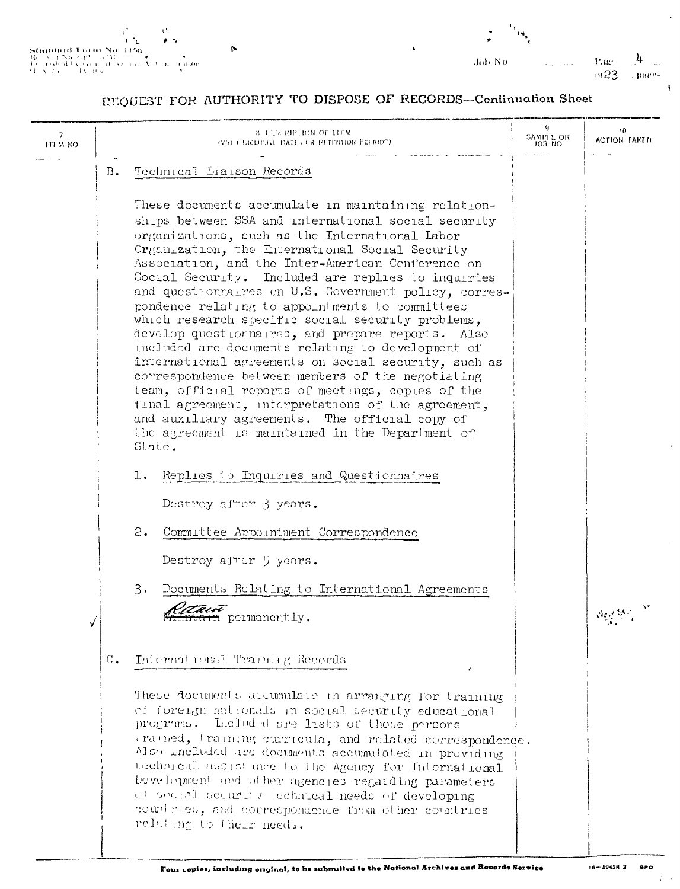## REQUEST FOR AUTHORITY TO DISPOSE OF RECORDS—Continuation Sheet

| 7 ITEM NO | 8 DESCRIPTION OF ITEM (WITH INCLUSIVE DATES OR RETENTION PERIODS) | 9 SAMPLE OR JOB NO | 10 ACTION TAKEN |
|---|---|---|---|

B. Technical Liaison Records

These documents accumulate in maintaining relationships between SSA and international social security organizations, such as the International Labor Organization, the International Social Security Association, and the Inter-American Conference on Social Security. Included are replies to inquiries and questionnaires on U.S. Government policy, correspondence relating to appointments to committees which research specific social security problems, develop questionnaires, and prepare reports. Also included are documents relating to development of international agreements on social security, such as correspondence between members of the negotiating team, official reports of meetings, copies of the final agreement, interpretations of the agreement, and auxiliary agreements. The official copy of the agreement is maintained in the Department of State.

1. Replies to Inquiries and Questionnaires

   Destroy after 3 years.

2. Committee Appointment Correspondence

   Destroy after 5 years.

3. Documents Relating to International Agreements

   ~~Maintain~~ Retain permanently.

C. International Training Records

These documents accumulate in arranging for training of foreign nationals in social security educational programs. Included are lists of those persons trained, training curricula, and related correspondence. Also included are documents accumulated in providing technical assistance to the Agency for International Development and other agencies regarding parameters of social security technical needs of developing countries, and correspondence from other countries relating to their needs.

Four copies, including original, to be submitted to the National Archives and Records Service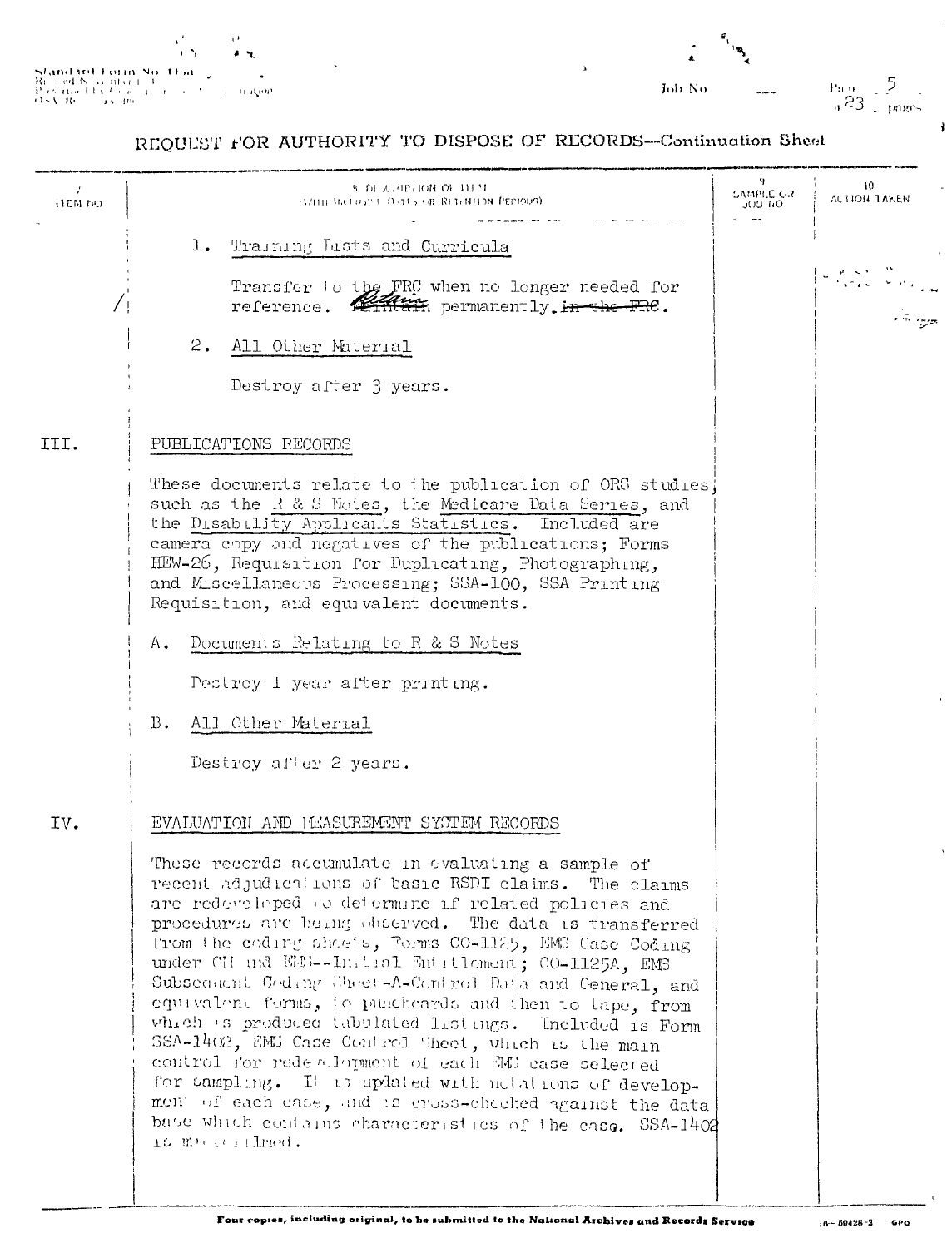# REQUEST FOR AUTHORITY TO DISPOSE OF RECORDS—Continuation Sheet

| 7. ITEM NO. | 8. DESCRIPTION OF ITEM (WITH INCLUSIVE DATES OR RETENTION PERIODS) | 9. SAMPLE OR JOB NO. | 10. ACTION TAKEN |
|---|---|---|---|
| | 1. Training Lists and Curricula | | |
| / | Transfer to the FRC when no longer needed for reference. Retain permanently. ~~in the FRC~~. | | |
| | 2. All Other Material | | |
| | Destroy after 3 years. | | |
| III. | PUBLICATIONS RECORDS | | |
| | These documents relate to the publication of ORS studies, such as the R & S Notes, the Medicare Data Series, and the Disability Applicants Statistics. Included are camera copy and negatives of the publications; Forms HEW-26, Requisition for Duplicating, Photographing, and Miscellaneous Processing; SSA-100, SSA Printing Requisition, and equivalent documents. | | |
| | A. Documents Relating to R & S Notes | | |
| | Destroy 1 year after printing. | | |
| | B. All Other Material | | |
| | Destroy after 2 years. | | |
| IV. | EVALUATION AND MEASUREMENT SYSTEM RECORDS | | |
| | These records accumulate in evaluating a sample of recent adjudications of basic RSDI claims. The claims are redeveloped to determine if related policies and procedures are being observed. The data is transferred from the coding sheets, Forms CO-1125, EMS Case Coding under CII and EMS--Initial Entitlement; CO-1125A, EMS Subsequent Coding Sheet-A-Control Data and General, and equivalent forms, to punchcards and then to tape, from which is produced tabulated listings. Included is Form SSA-1402, EMS Case Control Sheet, which is the main control for redevelopment of each EMS case selected for sampling. It is updated with notations of development of each case, and is cross-checked against the data base which contains characteristics of the case. SSA-1402 is microfilmed. | | |

Four copies, including original, to be submitted to the National Archives and Records Service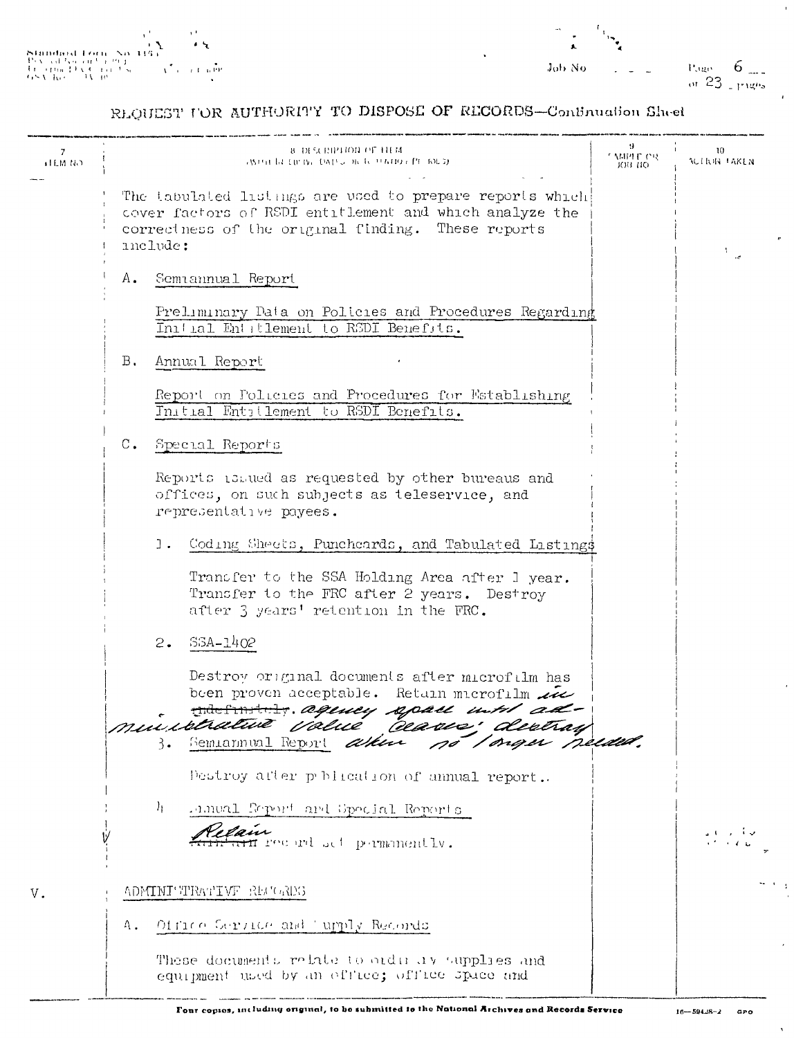# REQUEST FOR AUTHORITY TO DISPOSE OF RECORDS—Continuation Sheet

| 7 ITEM NO | 8 DESCRIPTION OF ITEM (WITH INCLUSIVE DATES OR RETENTION PERIODS) | 9 SAMPLE OR JOB NO | 10 ACTION TAKEN |
|---|---|---|---|

The tabulated listings are used to prepare reports which cover factors of RSDI entitlement and which analyze the correctness of the original finding. These reports include:

A. Semiannual Report

Preliminary Data on Policies and Procedures Regarding Initial Entitlement to RSDI Benefits.

B. Annual Report

Report on Policies and Procedures for Establishing Initial Entitlement to RSDI Benefits.

C. Special Reports

Reports issued as requested by other bureaus and offices, on such subjects as teleservice, and representative payees.

1. Coding Sheets, Punchcards, and Tabulated Listings

Transfer to the SSA Holding Area after 1 year. Transfer to the FRC after 2 years. Destroy after 3 years' retention in the FRC.

2. SSA-1402

Destroy original documents after microfilm has been proven acceptable. Retain microfilm ~~indefinitely~~ *in agency space until administrative value ceases; destroy when no longer needed.*

3. Semiannual Report

Destroy after publication of annual report.

4. Annual Report and Special Reports

*Retain* ~~Retain~~ record set permanently.

V. ADMINISTRATIVE RECORDS

A. Office Service and Supply Records

These documents relate to ordinary supplies and equipment used by an office; office space and

Four copies, including original, to be submitted to the National Archives and Records Service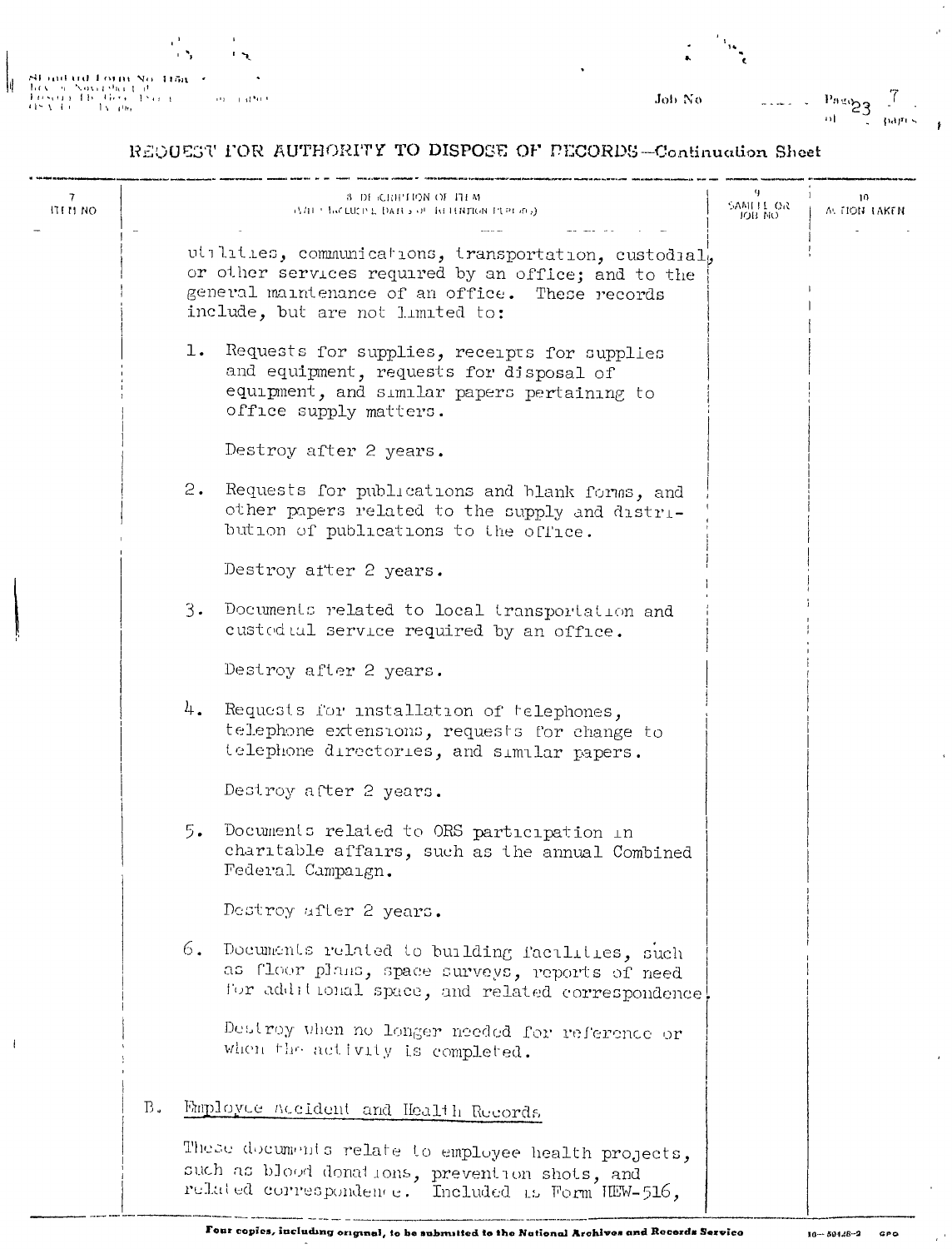# REQUEST FOR AUTHORITY TO DISPOSE OF RECORDS—Continuation Sheet

| 7 ITEM NO | 8 DESCRIPTION OF ITEM (WITH INCLUSIVE DATES OF RETENTION PERIODS) | 9 SAMPLE OR JOB NO | 10 ACTION TAKEN |
|---|---|---|---|
| | utilities, communications, transportation, custodial, or other services required by an office; and to the general maintenance of an office. These records include, but are not limited to: | | |
| | 1. Requests for supplies, receipts for supplies and equipment, requests for disposal of equipment, and similar papers pertaining to office supply matters. | | |
| | Destroy after 2 years. | | |
| | 2. Requests for publications and blank forms, and other papers related to the supply and distribution of publications to the office. | | |
| | Destroy after 2 years. | | |
| | 3. Documents related to local transportation and custodial service required by an office. | | |
| | Destroy after 2 years. | | |
| | 4. Requests for installation of telephones, telephone extensions, requests for change to telephone directories, and similar papers. | | |
| | Destroy after 2 years. | | |
| | 5. Documents related to ORS participation in charitable affairs, such as the annual Combined Federal Campaign. | | |
| | Destroy after 2 years. | | |
| | 6. Documents related to building facilities, such as floor plans, space surveys, reports of need for additional space, and related correspondence. | | |
| | Destroy when no longer needed for reference or when the activity is completed. | | |
| B. | Employee Accident and Health Records | | |
| | These documents relate to employee health projects, such as blood donations, prevention shots, and related correspondence. Included is Form HEW-516, | | |

Four copies, including original, to be submitted to the National Archives and Records Service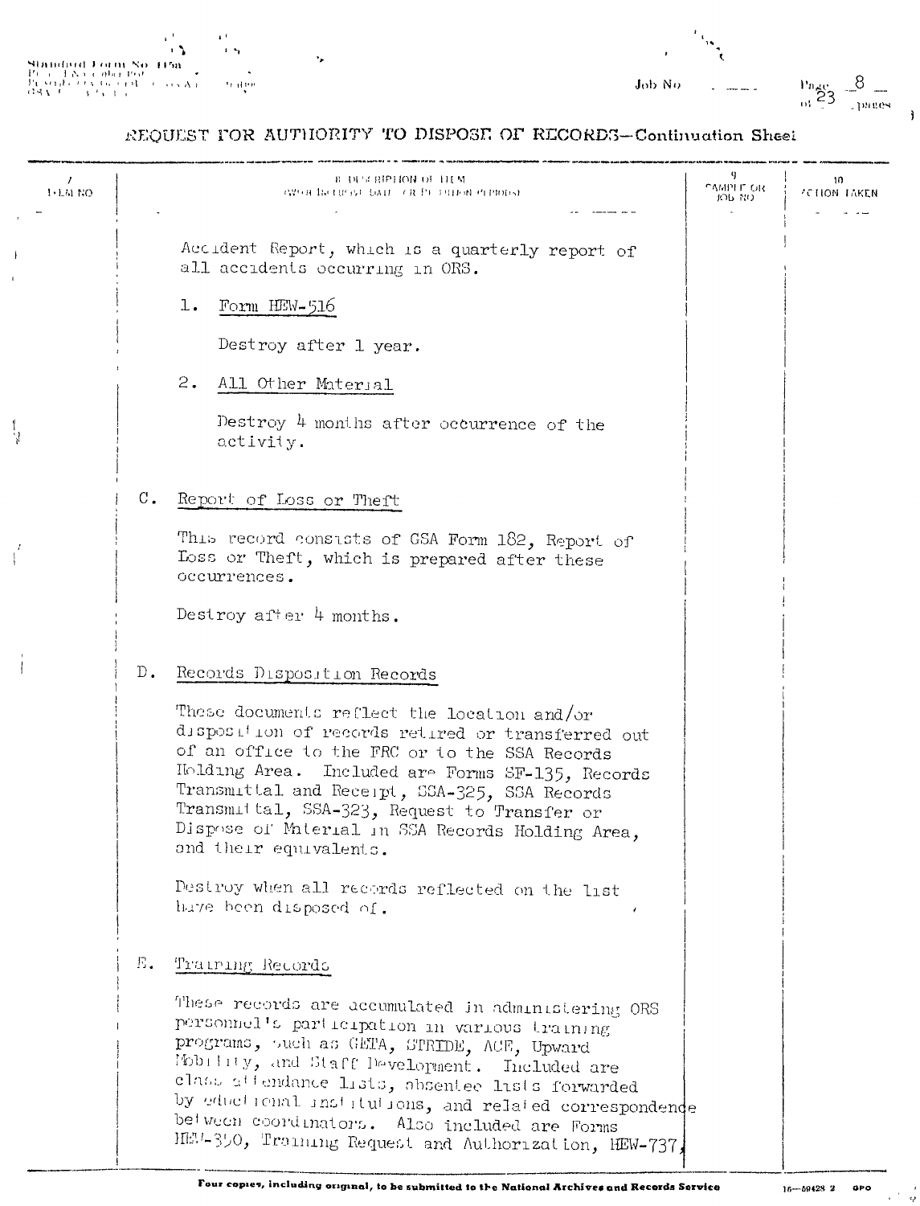REQUEST FOR AUTHORITY TO DISPOSE OF RECORDS—Continuation Sheet

| 7. ITEM NO. | 8. DESCRIPTION OF ITEM (WITH INCLUSIVE DATES OR RETENTION PERIODS) | 9. SAMPLE OR JOB NO. | 10. ACTION TAKEN |
|---|---|---|---|

Accident Report, which is a quarterly report of all accidents occurring in ORS.

1. Form HEW-516

   Destroy after 1 year.

2. All Other Material

   Destroy 4 months after occurrence of the activity.

C. Report of Loss or Theft

This record consists of GSA Form 182, Report of Loss or Theft, which is prepared after these occurrences.

Destroy after 4 months.

D. Records Disposition Records

These documents reflect the location and/or disposition of records retired or transferred out of an office to the FRC or to the SSA Records Holding Area. Included are Forms SF-135, Records Transmittal and Receipt, SSA-325, SSA Records Transmittal, SSA-323, Request to Transfer or Dispose of Material in SSA Records Holding Area, and their equivalents.

Destroy when all records reflected on the list have been disposed of.

E. Training Records

These records are accumulated in administering ORS personnel's participation in various training programs, such as CETA, STRIDE, ACE, Upward Mobility, and Staff Development. Included are class attendance lists, absentee lists forwarded by educational institutions, and related correspondence between coordinators. Also included are Forms HEW-350, Training Request and Authorization, HEW-737,

Four copies, including original, to be submitted to the National Archives and Records Service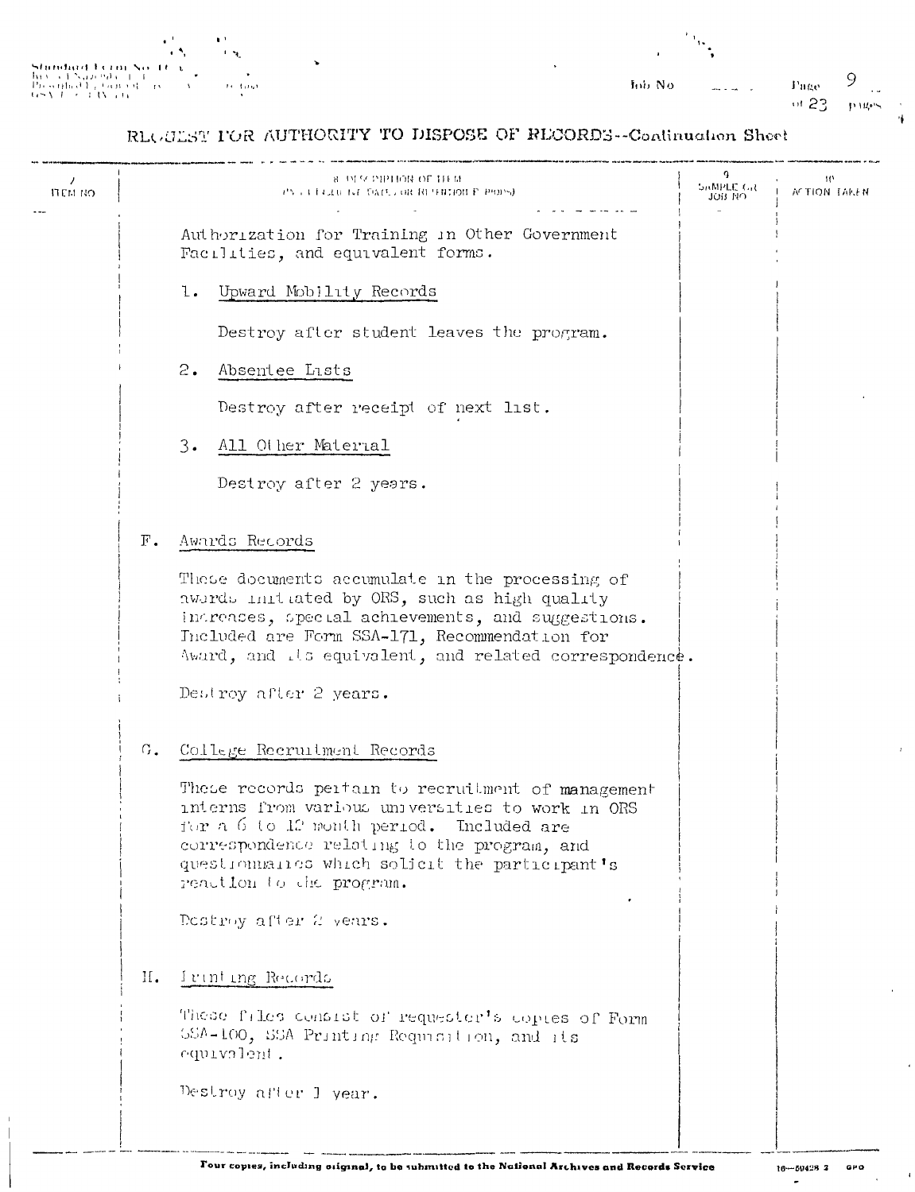Standard Form No. 115a

Job No

Page 9 of 23 pages

# REQUEST FOR AUTHORITY TO DISPOSE OF RECORDS--Continuation Sheet

| 7 ITEM NO | 8 DESCRIPTION OF ITEM (WITH INCLUSIVE DATES OR RETENTION PERIODS) | 9 SAMPLE OR JOB NO | 10 ACTION TAKEN |
|---|---|---|---|
| | Authorization for Training in Other Government Facilities, and equivalent forms. | | |
| | 1. Upward Mobility Records | | |
| | Destroy after student leaves the program. | | |
| | 2. Absentee Lists | | |
| | Destroy after receipt of next list. | | |
| | 3. All Other Material | | |
| | Destroy after 2 years. | | |
| | F. Awards Records | | |
| | These documents accumulate in the processing of awards initiated by ORS, such as high quality increases, special achievements, and suggestions. Included are Form SSA-171, Recommendation for Award, and its equivalent, and related correspondence. | | |
| | Destroy after 2 years. | | |
| | G. College Recruitment Records | | |
| | These records pertain to recruitment of management interns from various universities to work in ORS for a 6 to 12 month period. Included are correspondence relating to the program, and questionnaires which solicit the participant's reaction to the program. | | |
| | Destroy after 2 years. | | |
| | H. Printing Records | | |
| | These files consist of requester's copies of Form SSA-100, SSA Printing Requisition, and its equivalent. | | |
| | Destroy after 1 year. | | |

Four copies, including original, to be submitted to the National Archives and Records Service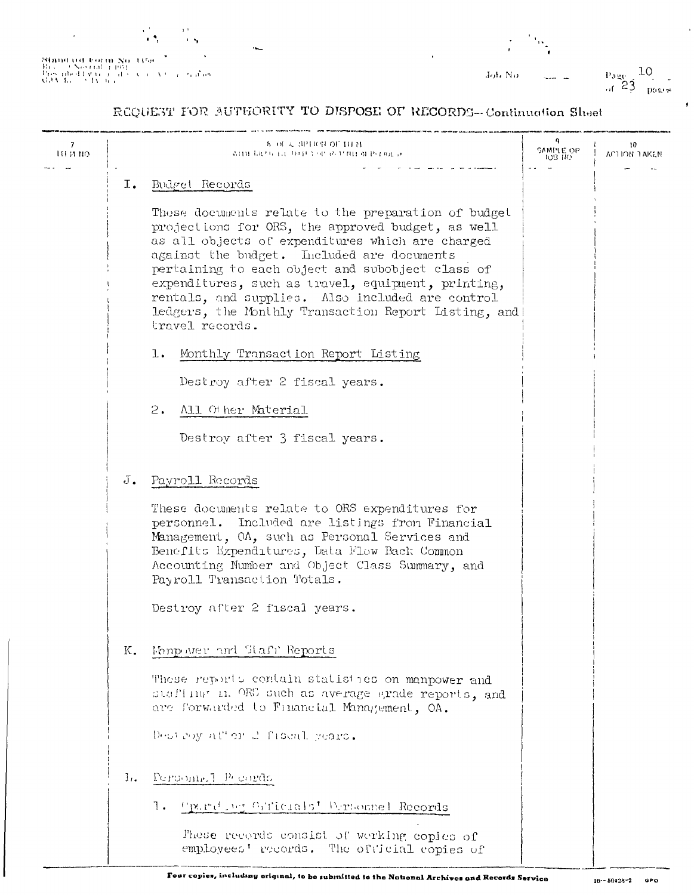## REQUEST FOR AUTHORITY TO DISPOSE OF RECORDS—Continuation Sheet

| 7 ITEM NO | 8 DESCRIPTION OF ITEM (WITH INCLUSIVE DATES OR RETENTION PERIODS) | 9 SAMPLE OR JOB NO | 10 ACTION TAKEN |
|---|---|---|---|

### I. Budget Records

These documents relate to the preparation of budget projections for ORS, the approved budget, as well as all objects of expenditures which are charged against the budget. Included are documents pertaining to each object and subobject class of expenditures, such as travel, equipment, printing, rentals, and supplies. Also included are control ledgers, the Monthly Transaction Report Listing, and travel records.

1. Monthly Transaction Report Listing

   Destroy after 2 fiscal years.

2. All Other Material

   Destroy after 3 fiscal years.

### J. Payroll Records

These documents relate to ORS expenditures for personnel. Included are listings from Financial Management, OA, such as Personal Services and Benefits Expenditures, Data Flow Back Common Accounting Number and Object Class Summary, and Payroll Transaction Totals.

Destroy after 2 fiscal years.

### K. Manpower and Staff Reports

These reports contain statistics on manpower and staffing in ORS such as average grade reports, and are forwarded to Financial Management, OA.

Destroy after 2 fiscal years.

### L. Personnel Records

1. Operating Officials' Personnel Records

   These records consist of working copies of employees' records. The official copies of

Four copies, including original, to be submitted to the National Archives and Records Service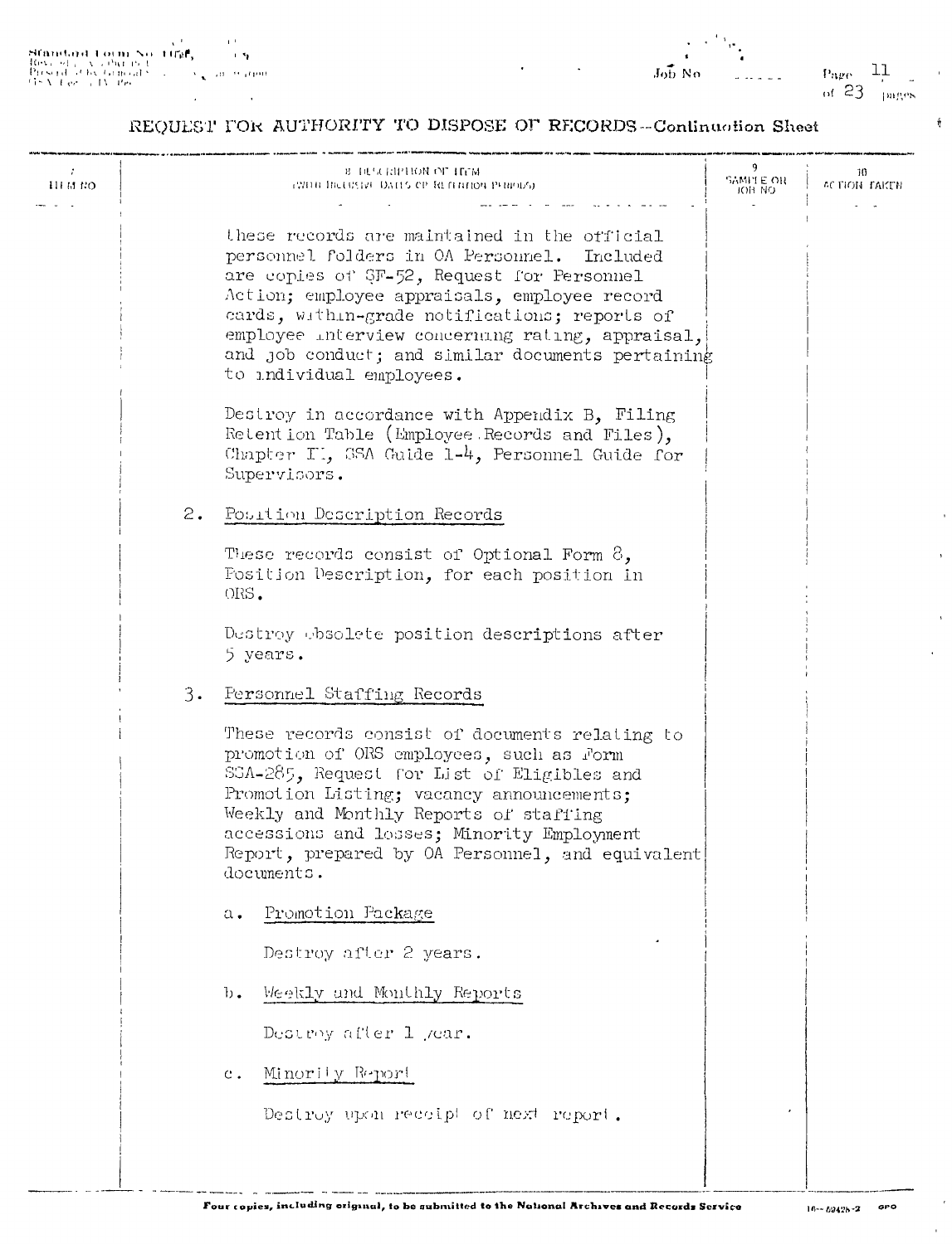REQUEST FOR AUTHORITY TO DISPOSE OF RECORDS--Continuation Sheet

| 7 ITEM NO | 8 DESCRIPTION OF ITEM (WITH INCLUSIVE DATES OR RETENTION PERIODS) | 9 SAMPLE OR JOB NO | 10 ACTION TAKEN |
|---|---|---|---|

these records are maintained in the official personnel folders in OA Personnel. Included are copies of SF-52, Request for Personnel Action; employee appraisals, employee record cards, within-grade notifications; reports of employee interview concerning rating, appraisal, and job conduct; and similar documents pertaining to individual employees.

Destroy in accordance with Appendix B, Filing Retention Table (Employee Records and Files), Chapter II, SSA Guide 1-4, Personnel Guide for Supervisors.

2. Position Description Records

These records consist of Optional Form 8, Position Description, for each position in ORS.

Destroy obsolete position descriptions after 5 years.

3. Personnel Staffing Records

These records consist of documents relating to promotion of ORS employees, such as Form SSA-285, Request for List of Eligibles and Promotion Listing; vacancy announcements; Weekly and Monthly Reports of staffing accessions and losses; Minority Employment Report, prepared by OA Personnel, and equivalent documents.

a. Promotion Package

Destroy after 2 years.

b. Weekly and Monthly Reports

Destroy after 1 year.

c. Minority Report

Destroy upon receipt of next report.

Four copies, including original, to be submitted to the National Archives and Records Service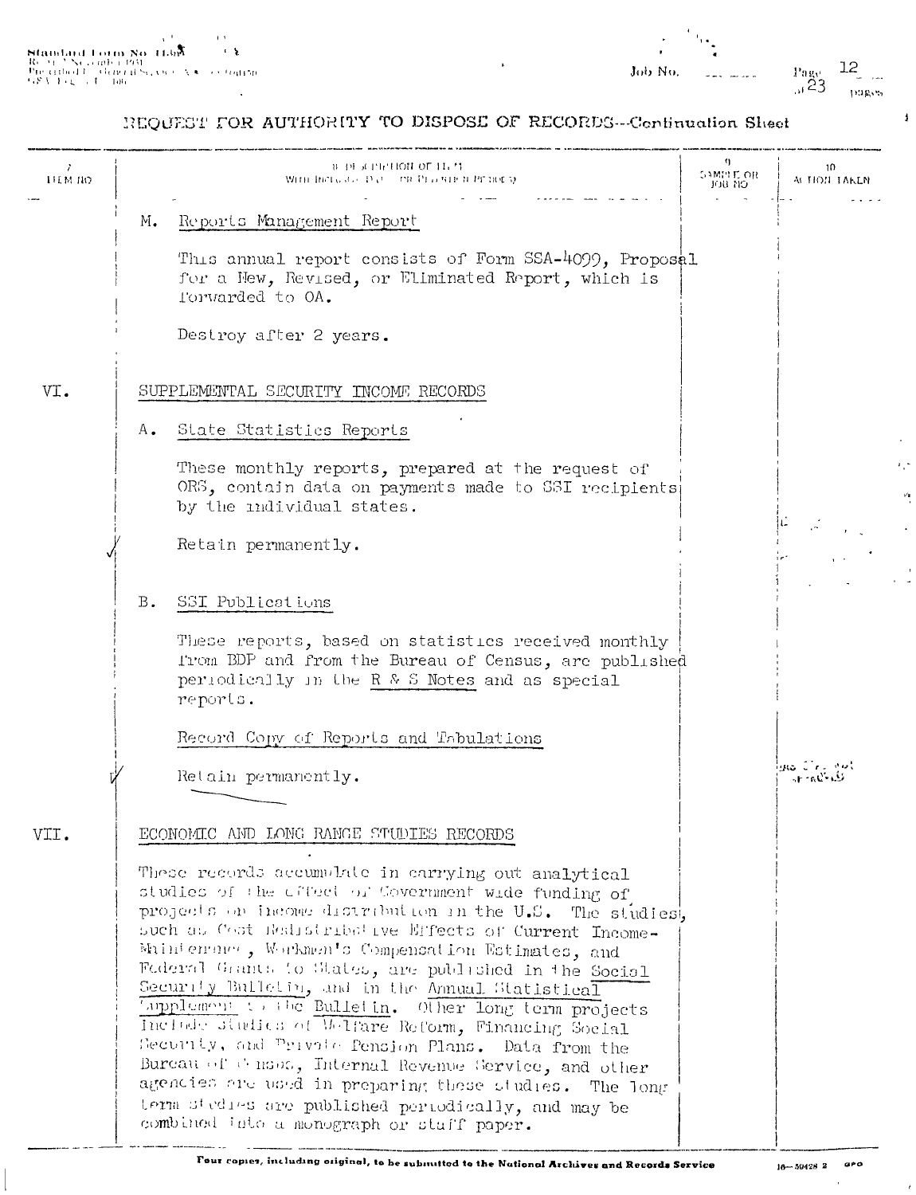REQUEST FOR AUTHORITY TO DISPOSE OF RECORDS--Continuation Sheet

| 7. ITEM NO. | 8. DESCRIPTION OF ITEM (WITH INCLUSIVE DATES OR RETENTION PERIODS) | 9. SAMPLE OR JOB NO. | 10. ACTION TAKEN |
|---|---|---|---|
| | M. Reports Management Report<br><br>This annual report consists of Form SSA-4099, Proposal for a New, Revised, or Eliminated Report, which is forwarded to OA.<br><br>Destroy after 2 years. | | |
| VI. | SUPPLEMENTAL SECURITY INCOME RECORDS | | |
| | A. State Statistics Reports<br><br>These monthly reports, prepared at the request of ORS, contain data on payments made to SSI recipients by the individual states.<br><br>Retain permanently. | | |
| | B. SSI Publications<br><br>These reports, based on statistics received monthly from BDP and from the Bureau of Census, are published periodically in the R & S Notes and as special reports.<br><br>Record Copy of Reports and Tabulations<br><br>Retain permanently. | | |
| VII. | ECONOMIC AND LONG RANGE STUDIES RECORDS<br><br>These records accumulate in carrying out analytical studies of the effect of Government wide funding of projects on income distribution in the U.S. The studies, such as Cost Redistributive Effects of Current Income-Maintenance, Workmen's Compensation Estimates, and Federal Grants to States, are published in the Social Security Bulletin, and in the Annual Statistical Supplement to the Bulletin. Other long term projects include studies of Welfare Reform, Financing Social Security, and Private Pension Plans. Data from the Bureau of Census, Internal Revenue Service, and other agencies are used in preparing these studies. The long term studies are published periodically, and may be combined into a monograph or staff paper. | | |

Four copies, including original, to be submitted to the National Archives and Records Service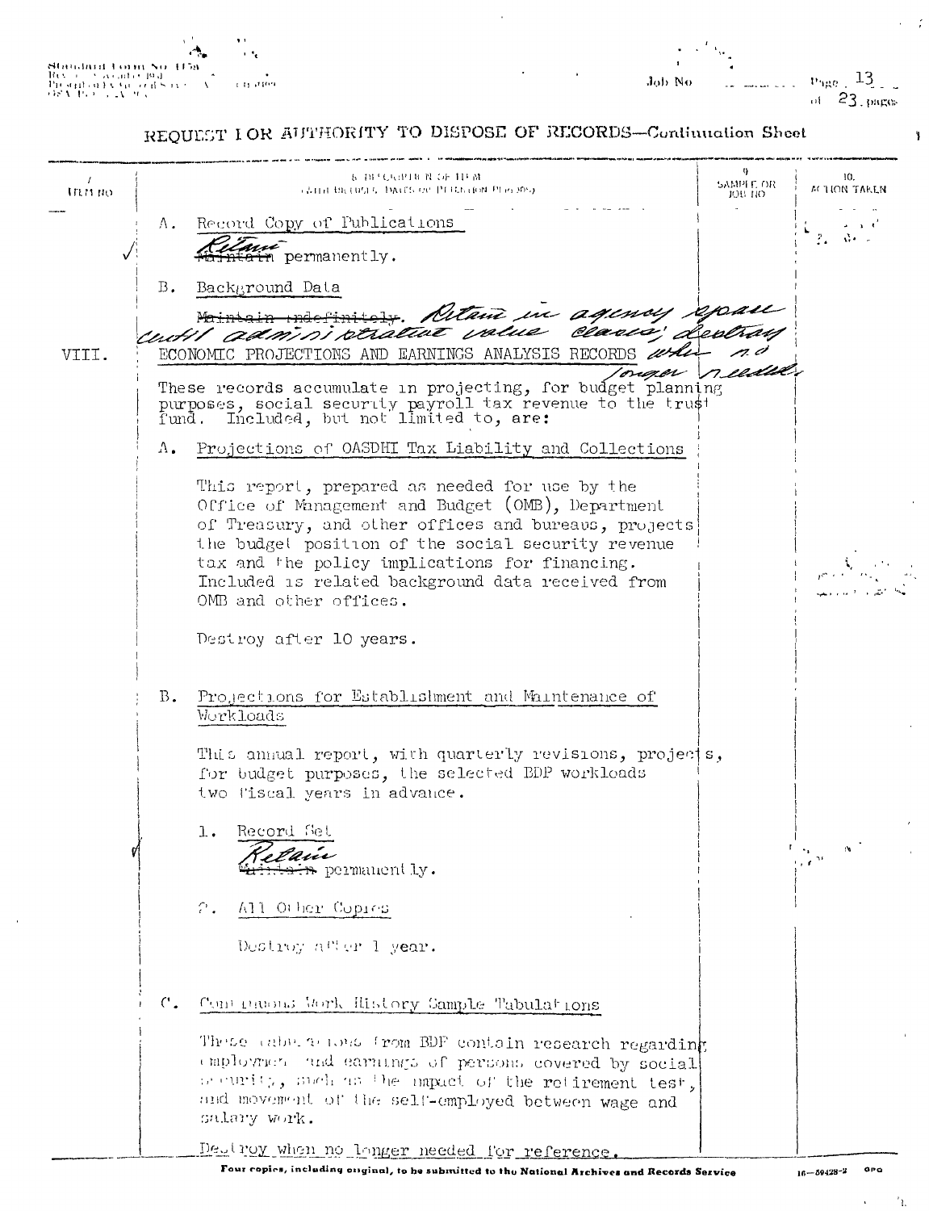REQUEST FOR AUTHORITY TO DISPOSE OF RECORDS—Continuation Sheet

| 7. ITEM NO | 8. DESCRIPTION OF ITEM (WITH INCLUSIVE DATES OR RETENTION PERIODS) | 9. SAMPLE OR JOB NO | 10. ACTION TAKEN |
|---|---|---|---|
| ✓ | A. Record Copy of Publications<br><br>~~Maintain~~ Retain permanently. | | |
| | B. Background Data<br><br>~~Maintain indefinitely~~. Retain in agency space until administrative value ceases; destroy when no longer needed. | | |
| VIII. | ECONOMIC PROJECTIONS AND EARNINGS ANALYSIS RECORDS<br><br>These records accumulate in projecting, for budget planning purposes, social security payroll tax revenue to the trust fund. Included, but not limited to, are:<br><br>A. Projections of OASDHI Tax Liability and Collections<br><br>This report, prepared as needed for use by the Office of Management and Budget (OMB), Department of Treasury, and other offices and bureaus, projects the budget position of the social security revenue tax and the policy implications for financing. Included is related background data received from OMB and other offices.<br><br>Destroy after 10 years.<br><br>B. Projections for Establishment and Maintenance of Workloads<br><br>This annual report, with quarterly revisions, projects, for budget purposes, the selected EDP workloads two fiscal years in advance.<br><br>1. Record Set<br><br>~~Maintain~~ Retain permanently.<br><br>2. All Other Copies<br><br>Destroy after 1 year.<br><br>C. Continuous Work History Sample Tabulations<br><br>These tabulations from BDF contain research regarding employment and earnings of persons covered by social security, such as the impact of the retirement test, and movement of the self-employed between wage and salary work.<br><br>Destroy when no longer needed for reference. | | |

Four copies, including original, to be submitted to the National Archives and Records Service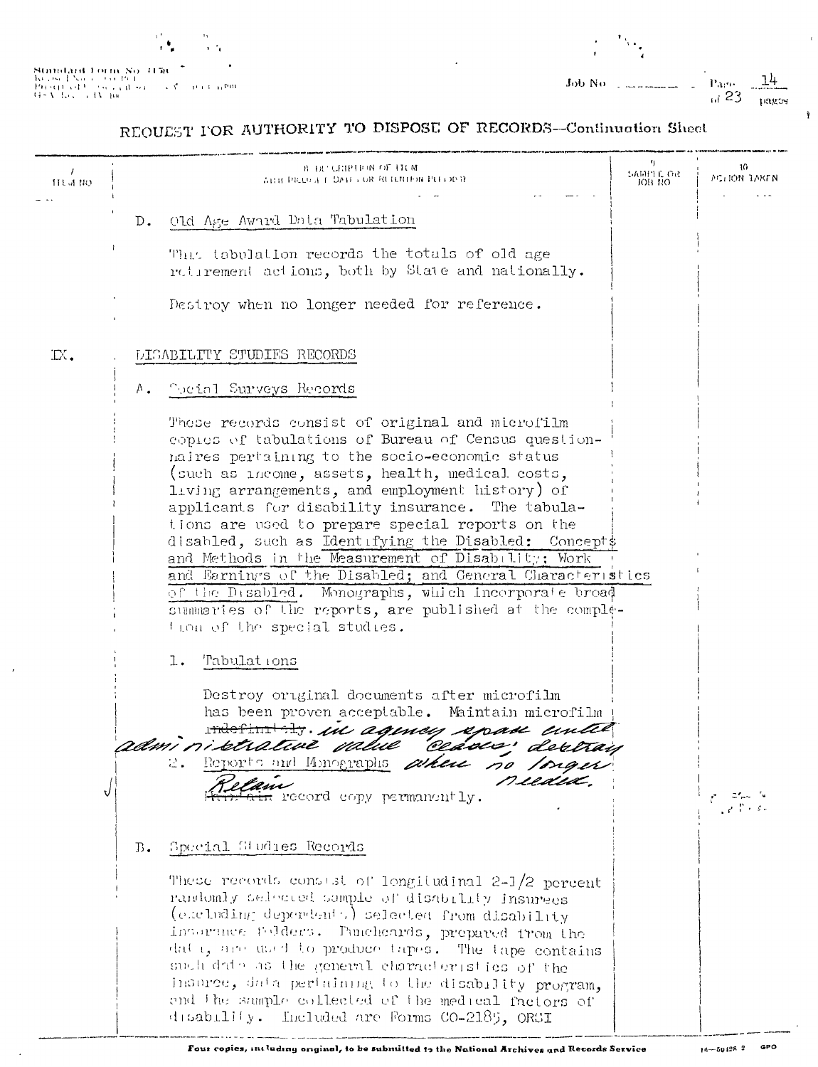## REQUEST FOR AUTHORITY TO DISPOSE OF RECORDS—Continuation Sheet

| 7. ITEM NO. | 8. DESCRIPTION OF ITEM (WITH INCLUSIVE DATES OR RETENTION PERIODS) | 9. SAMPLE OR JOB NO. | 10. ACTION TAKEN |
|---|---|---|---|

D. Old Age Award Data Tabulation

This tabulation records the totals of old age retirement actions, both by State and nationally.

Destroy when no longer needed for reference.

IX. DISABILITY STUDIES RECORDS

A. Social Surveys Records

These records consist of original and microfilm copies of tabulations of Bureau of Census questionnaires pertaining to the socio-economic status (such as income, assets, health, medical costs, living arrangements, and employment history) of applicants for disability insurance. The tabulations are used to prepare special reports on the disabled, such as Identifying the Disabled: Concepts and Methods in the Measurement of Disability; Work and Earnings of the Disabled; and General Characteristics of the Disabled. Monographs, which incorporate broad summaries of the reports, are published at the completion of the special studies.

1. Tabulations

Destroy original documents after microfilm has been proven acceptable. Maintain microfilm ~~indefinitely~~. *in agency space until administrative value ceases; destroy when no longer needed.*

2. Reports and Monographs

~~Maintain~~ *Retain* record copy permanently.

B. Special Studies Records

These records consist of longitudinal 2-1/2 percent randomly selected sample of disability insurees (excluding dependents) selected from disability insurance folders. Punchcards, prepared from the data, are used to produce tapes. The tape contains such data as the general characteristics of the insuree, data pertaining to the disability program, and the sample collected of the medical factors of disability. Included are Forms CO-2185, ORSI

Four copies, including original, to be submitted to the National Archives and Records Service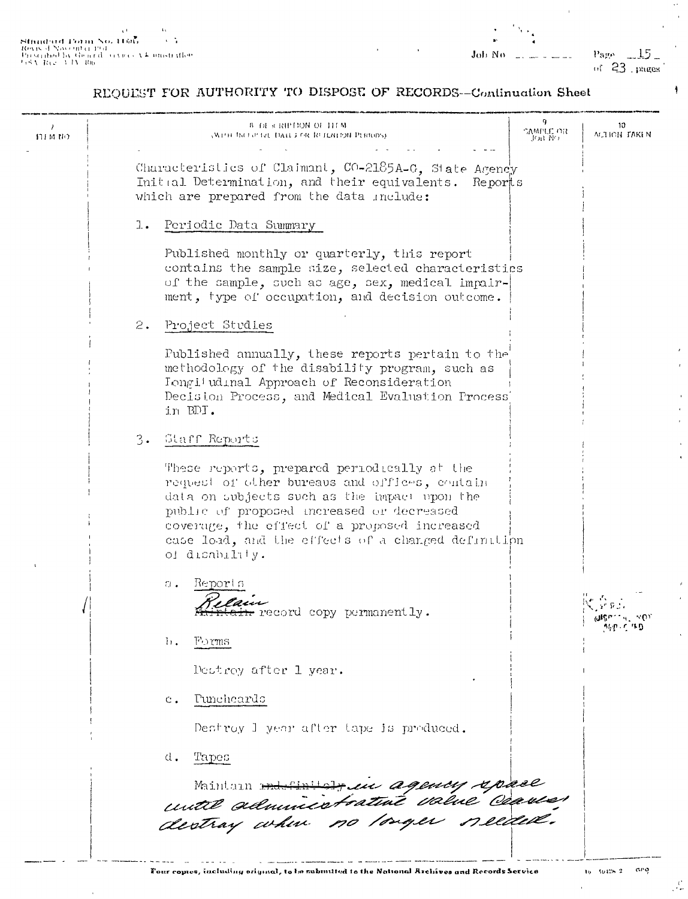REQUEST FOR AUTHORITY TO DISPOSE OF RECORDS—Continuation Sheet

| 7 ITEM NO | 8 DESCRIPTION OF ITEM (WITH INCLUSIVE DATES OR RETENTION PERIODS) | 9 SAMPLE OR JOB NO | 10 ACTION TAKEN |
|---|---|---|---|

Characteristics of Claimant, CO-2185A-G, State Agency Initial Determination, and their equivalents. Reports which are prepared from the data include:

1. Periodic Data Summary

   Published monthly or quarterly, this report contains the sample size, selected characteristics of the sample, such as age, sex, medical impairment, type of occupation, and decision outcome.

2. Project Studies

   Published annually, these reports pertain to the methodology of the disability program, such as Longitudinal Approach of Reconsideration Decision Process, and Medical Evaluation Process in BDI.

3. Staff Reports

   These reports, prepared periodically at the request of other bureaus and offices, contain data on subjects such as the impact upon the public of proposed increased or decreased coverage, the effect of a proposed increased case load, and the effects of a changed definition of disability.

   a. Reports

      ~~Maintain~~ Retain record copy permanently.

   b. Forms

      Destroy after 1 year.

   c. Punchcards

      Destroy 1 year after tape is produced.

   d. Tapes

      Maintain ~~indefinitely~~ in agency space until administrative value ceases; destroy when no longer needed.

Four copies, including original, to be submitted to the National Archives and Records Service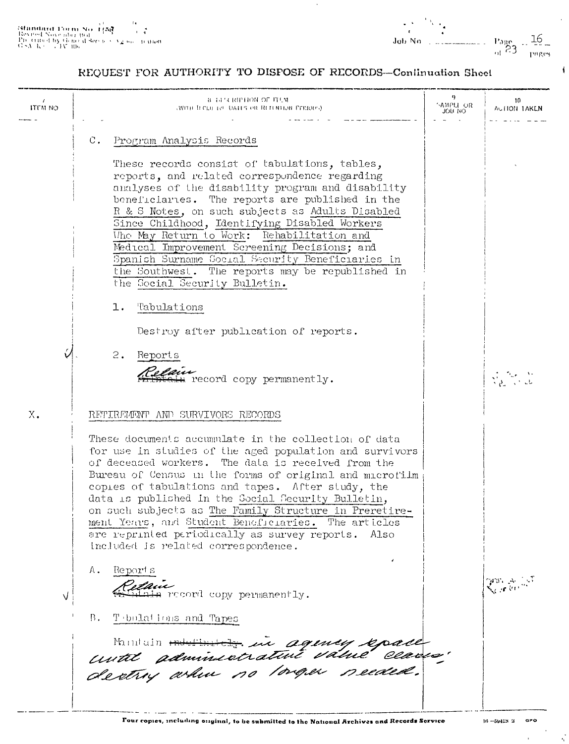## REQUEST FOR AUTHORITY TO DISPOSE OF RECORDS—Continuation Sheet

| 7 ITEM NO | 8 DESCRIPTION OF ITEM (WITH INCLUSIVE DATES OR RETENTION PERIODS) | 9 SAMPLE OR JOB NO | 10 ACTION TAKEN |
|---|---|---|---|

C. Program Analysis Records

These records consist of tabulations, tables, reports, and related correspondence regarding analyses of the disability program and disability beneficiaries. The reports are published in the R & S Notes, on such subjects as Adults Disabled Since Childhood, Identifying Disabled Workers Who May Return to Work: Rehabilitation and Medical Improvement Screening Decisions; and Spanish Surname Social Security Beneficiaries in the Southwest. The reports may be republished in the Social Security Bulletin.

1. Tabulations

   Destroy after publication of reports.

2. Reports

   Retain ~~Maintain~~ record copy permanently.

X. RETIREMENT AND SURVIVORS RECORDS

These documents accumulate in the collection of data for use in studies of the aged population and survivors of deceased workers. The data is received from the Bureau of Census in the forms of original and microfilm copies of tabulations and tapes. After study, the data is published in the Social Security Bulletin, on such subjects as The Family Structure in Preretirement Years, and Student Beneficiaries. The articles are reprinted periodically as survey reports. Also included is related correspondence.

A. Reports

   Retain ~~Maintain~~ record copy permanently.

B. Tabulations and Tapes

   Maintain ~~indefinitely.~~ in agency space until administrative value ceases; destroy when no longer needed.

Four copies, including original, to be submitted to the National Archives and Records Service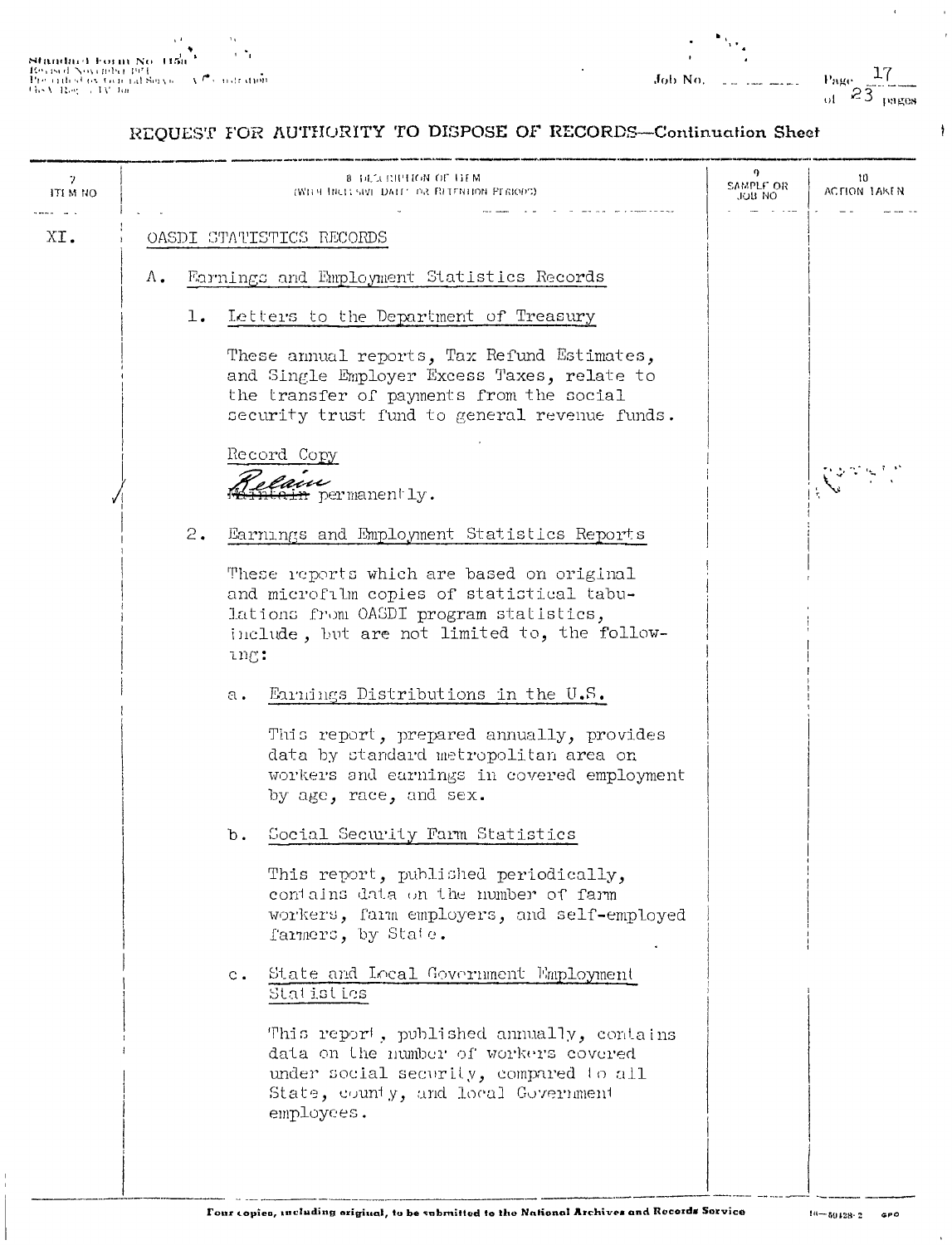## REQUEST FOR AUTHORITY TO DISPOSE OF RECORDS—Continuation Sheet

| 7. ITEM NO | 8. DESCRIPTION OF ITEM (WITH INCLUSIVE DATES OR RETENTION PERIODS) | 9. SAMPLE OR JOB NO | 10. ACTION TAKEN |
|---|---|---|---|
| XI. | OASDI STATISTICS RECORDS | | |

**XI. OASDI STATISTICS RECORDS**

A. Earnings and Employment Statistics Records

1. Letters to the Department of Treasury

   These annual reports, Tax Refund Estimates, and Single Employer Excess Taxes, relate to the transfer of payments from the social security trust fund to general revenue funds.

   Record Copy

   ~~Maintain~~ Retain permanently.

2. Earnings and Employment Statistics Reports

   These reports which are based on original and microfilm copies of statistical tabulations from OASDI program statistics, include, but are not limited to, the following:

   a. Earnings Distributions in the U.S.

      This report, prepared annually, provides data by standard metropolitan area on workers and earnings in covered employment by age, race, and sex.

   b. Social Security Farm Statistics

      This report, published periodically, contains data on the number of farm workers, farm employers, and self-employed farmers, by State.

   c. State and Local Government Employment Statistics

      This report, published annually, contains data on the number of workers covered under social security, compared to all State, county, and local Government employees.

Four copies, including original, to be submitted to the National Archives and Records Service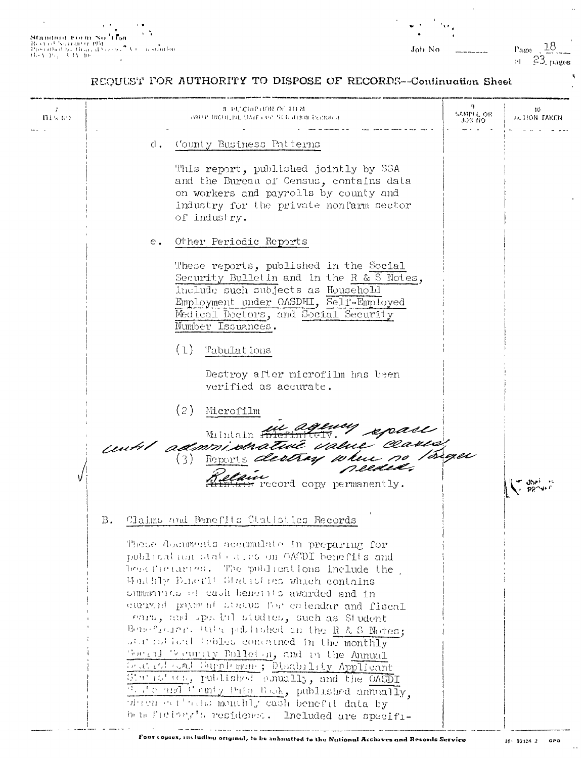## REQUEST FOR AUTHORITY TO DISPOSE OF RECORDS—Continuation Sheet

| 7. ITEM NO | 8. DESCRIPTION OF ITEM (WITH INCLUSIVE DATES OR RETENTION PERIODS) | 9. SAMPLE OR JOB NO | 10. ACTION TAKEN |
|---|---|---|---|
| | d. County Business Patterns<br><br>This report, published jointly by SSA and the Bureau of Census, contains data on workers and payrolls by county and industry for the private nonfarm sector of industry.<br><br>e. Other Periodic Reports<br><br>These reports, published in the Social Security Bulletin and in the R & S Notes, include such subjects as Household Employment under OASDHI, Self-Employed Medical Doctors, and Social Security Number Issuances.<br><br>(1) Tabulations<br><br>Destroy after microfilm has been verified as accurate.<br><br>(2) Microfilm<br><br>Maintain ~~indefinitely~~. in agency space until administrative value ceases; destroy when no longer needed.<br><br>(3) Reports<br><br>~~Maintain~~ Retain record copy permanently. | | |
| | B. Claims and Benefits Statistics Records<br><br>These documents accumulate in preparing for publication statistics on OASDI benefits and beneficiaries. The publications include the Monthly Benefit Statistics which contains summaries of cash benefits awarded and in current payment status for calendar and fiscal years, and special studies, such as Student Beneficiaries Data published in the R & S Notes; statistical tables contained in the monthly Social Security Bulletin, and in the Annual Statistical Supplement; Disability Applicant Statistics, published annually, and the OASDI State and County Data Book, published annually, which contains monthly cash benefit data by beneficiary's residence. Included are specifi- | | |

Four copies, including original, to be submitted to the National Archives and Records Service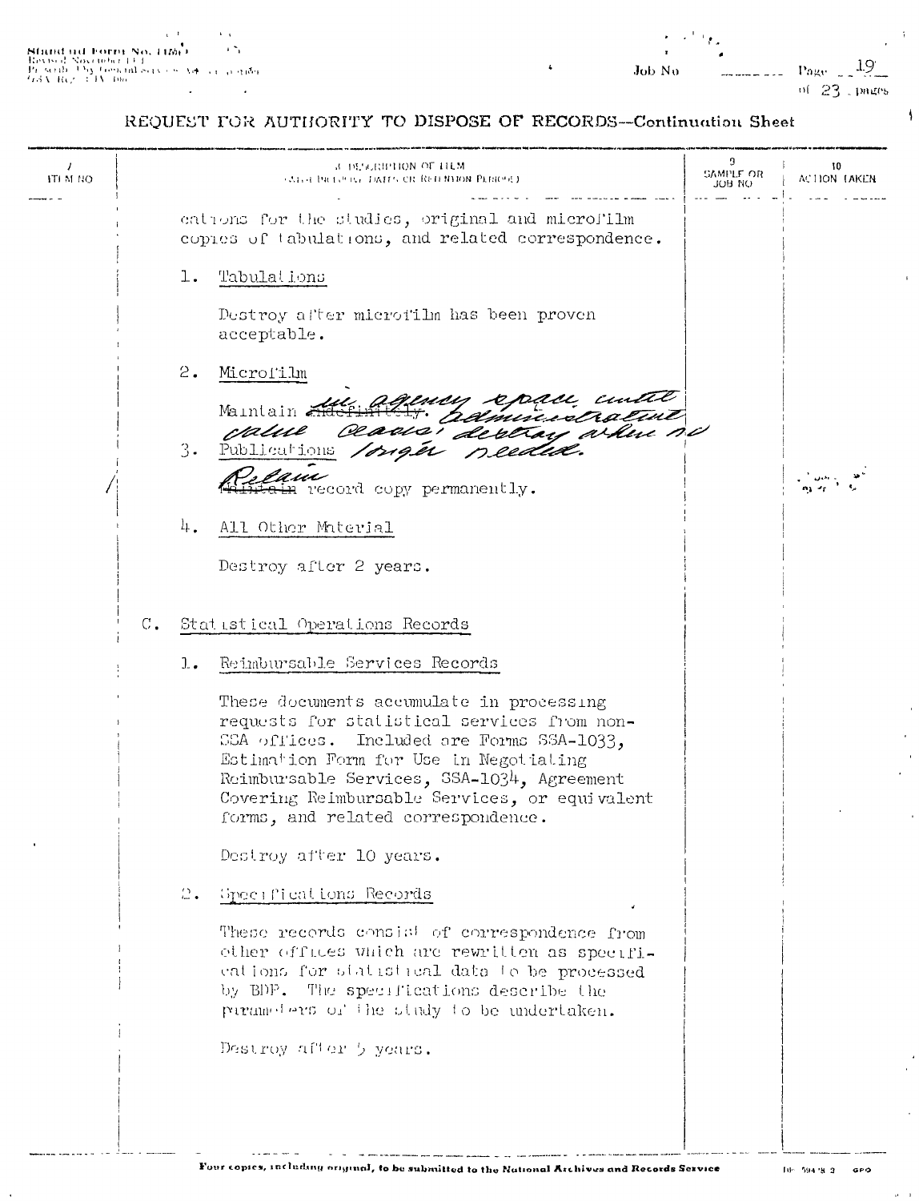## REQUEST FOR AUTHORITY TO DISPOSE OF RECORDS—Continuation Sheet

| 7 ITEM NO | 8 DESCRIPTION OF ITEM (WITH INCLUSIVE DATES OR RETENTION PERIODS) | 9 SAMPLE OR JOB NO | 10 ACTION TAKEN |
|---|---|---|---|

cations for the studies, original and microfilm copies of tabulations, and related correspondence.

1. Tabulations

   Destroy after microfilm has been proven acceptable.

2. Microfilm

   Maintain ~~indefinitely~~ in agency space until administrative value ceases; destroy when no longer needed.

3. Publications

   ~~Maintain~~ Retain record copy permanently.

4. All Other Material

   Destroy after 2 years.

C. Statistical Operations Records

1. Reimbursable Services Records

   These documents accumulate in processing requests for statistical services from non-SSA offices. Included are Forms SSA-1033, Estimation Form for Use in Negotiating Reimbursable Services, SSA-1034, Agreement Covering Reimbursable Services, or equivalent forms, and related correspondence.

   Destroy after 10 years.

2. Specifications Records

   These records consist of correspondence from other offices which are rewritten as specifications for statistical data to be processed by BDP. The specifications describe the parameters of the study to be undertaken.

   Destroy after 5 years.

Four copies, including original, to be submitted to the National Archives and Records Service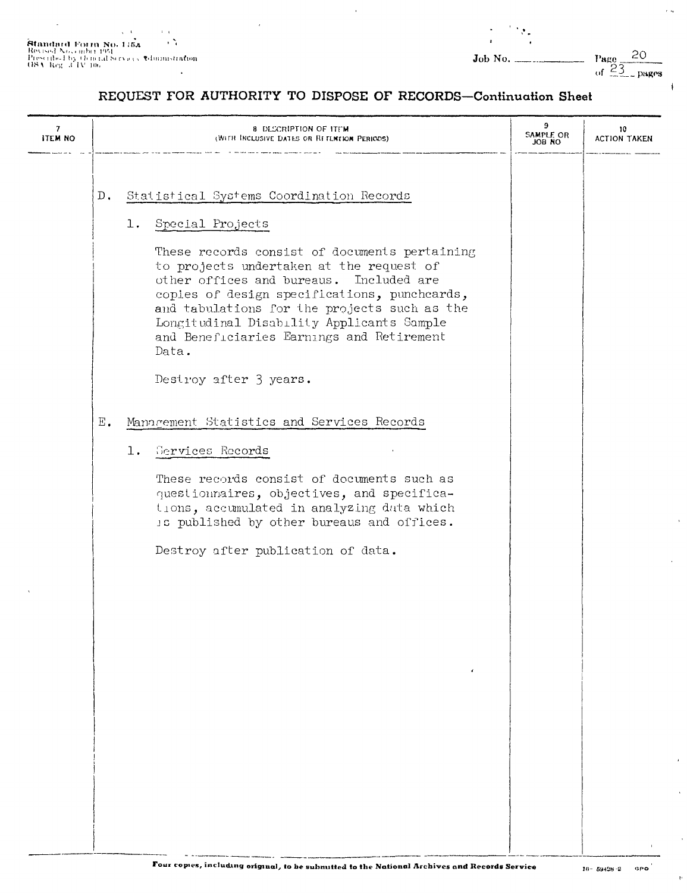## REQUEST FOR AUTHORITY TO DISPOSE OF RECORDS—Continuation Sheet

| 7 ITEM NO | 8 DESCRIPTION OF ITEM (WITH INCLUSIVE DATES OR RETENTION PERIODS) | 9 SAMPLE OR JOB NO | 10 ACTION TAKEN |
|---|---|---|---|

D. Statistical Systems Coordination Records

1. Special Projects

These records consist of documents pertaining to projects undertaken at the request of other offices and bureaus. Included are copies of design specifications, punchcards, and tabulations for the projects such as the Longitudinal Disability Applicants Sample and Beneficiaries Earnings and Retirement Data.

Destroy after 3 years.

E. Management Statistics and Services Records

1. Services Records

These records consist of documents such as questionnaires, objectives, and specifications, accumulated in analyzing data which is published by other bureaus and offices.

Destroy after publication of data.

Four copies, including original, to be submitted to the National Archives and Records Service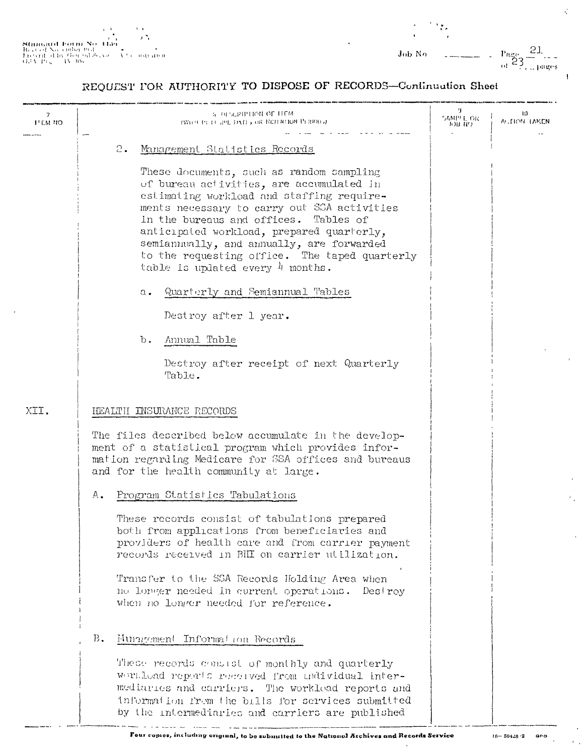# REQUEST FOR AUTHORITY TO DISPOSE OF RECORDS—Continuation Sheet

| 7 ITEM NO | 8 DESCRIPTION OF ITEM (WITH INCLUSIVE DATES OR RETENTION PERIODS) | 9 SAMPLE OR JOB NO | 10 ACTION TAKEN |
|---|---|---|---|

2. Management Statistics Records

These documents, such as random sampling of bureau activities, are accumulated in estimating workload and staffing requirements necessary to carry out SSA activities in the bureaus and offices. Tables of anticipated workload, prepared quarterly, semiannually, and annually, are forwarded to the requesting office. The taped quarterly table is updated every 4 months.

a. Quarterly and Semiannual Tables

Destroy after 1 year.

b. Annual Table

Destroy after receipt of next Quarterly Table.

XII. HEALTH INSURANCE RECORDS

The files described below accumulate in the development of a statistical program which provides information regarding Medicare for SSA offices and bureaus and for the health community at large.

A. Program Statistics Tabulations

These records consist of tabulations prepared both from applications from beneficiaries and providers of health care and from carrier payment records received in BHI on carrier utilization.

Transfer to the SSA Records Holding Area when no longer needed in current operations. Destroy when no longer needed for reference.

B. Management Information Records

These records consist of monthly and quarterly workload reports received from individual intermediaries and carriers. The workload reports and information from the bills for services submitted by the intermediaries and carriers are published

Four copies, including original, to be submitted to the National Archives and Records Service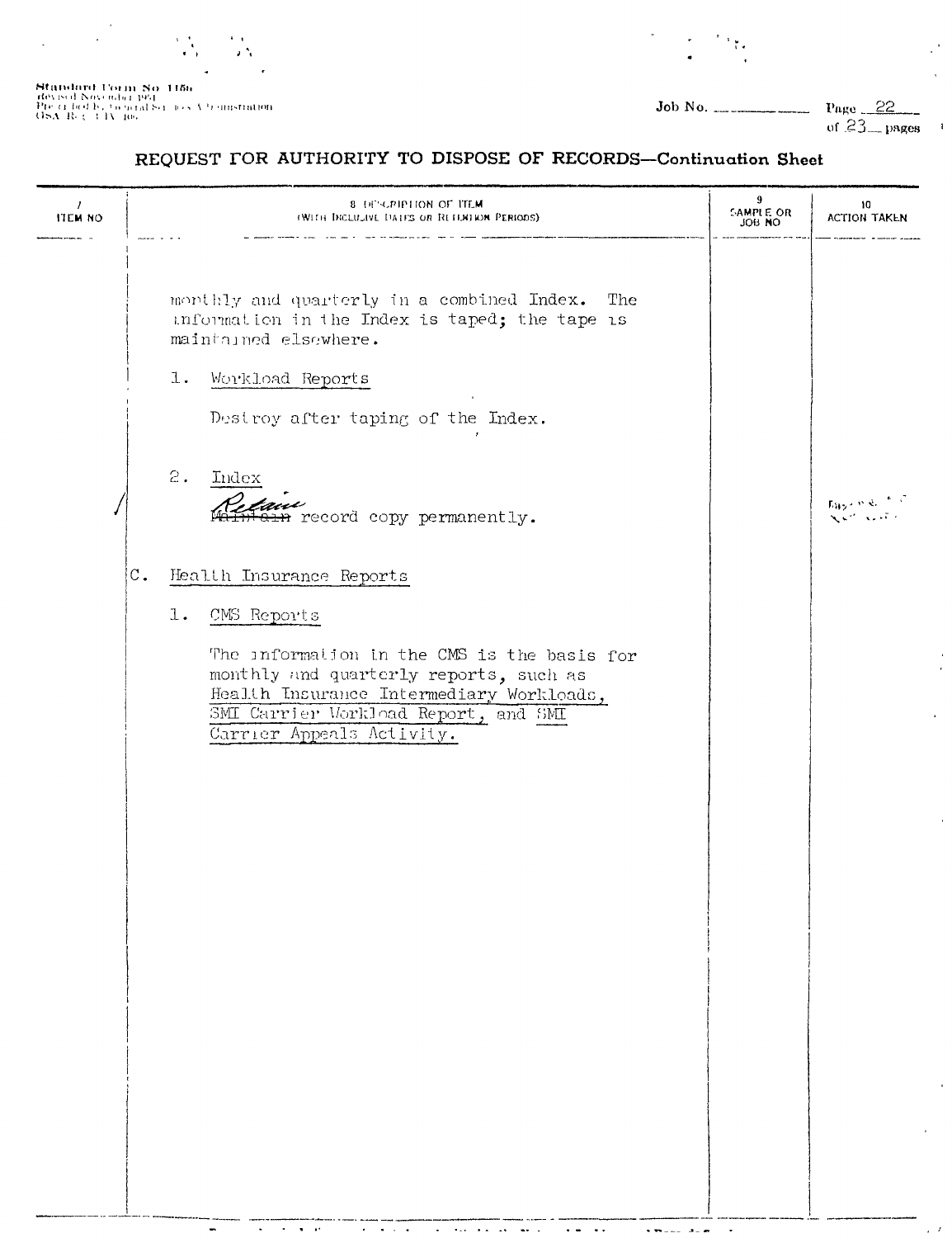Standard Form No. 115a
Revised November 1951
Prescribed by General Services Administration
GSA Reg. 3-IV-106

Job No. ______ Page 22 of 23 pages

# REQUEST FOR AUTHORITY TO DISPOSE OF RECORDS—Continuation Sheet

| 7 ITEM NO | 8 DESCRIPTION OF ITEM (WITH INCLUSIVE DATES OR RETENTION PERIODS) | 9 SAMPLE OR JOB NO | 10 ACTION TAKEN |
|---|---|---|---|
| | monthly and quarterly in a combined Index. The information in the Index is taped; the tape is maintained elsewhere. | | |
| | 1. Workload Reports<br><br>Destroy after taping of the Index. | | |
| / | 2. Index<br><br>~~Maintain~~ Retain record copy permanently. | | |
| | C. Health Insurance Reports | | |
| | 1. CMS Reports<br><br>The information in the CMS is the basis for monthly and quarterly reports, such as Health Insurance Intermediary Workloads, SMI Carrier Workload Report, and SMI Carrier Appeals Activity. | | |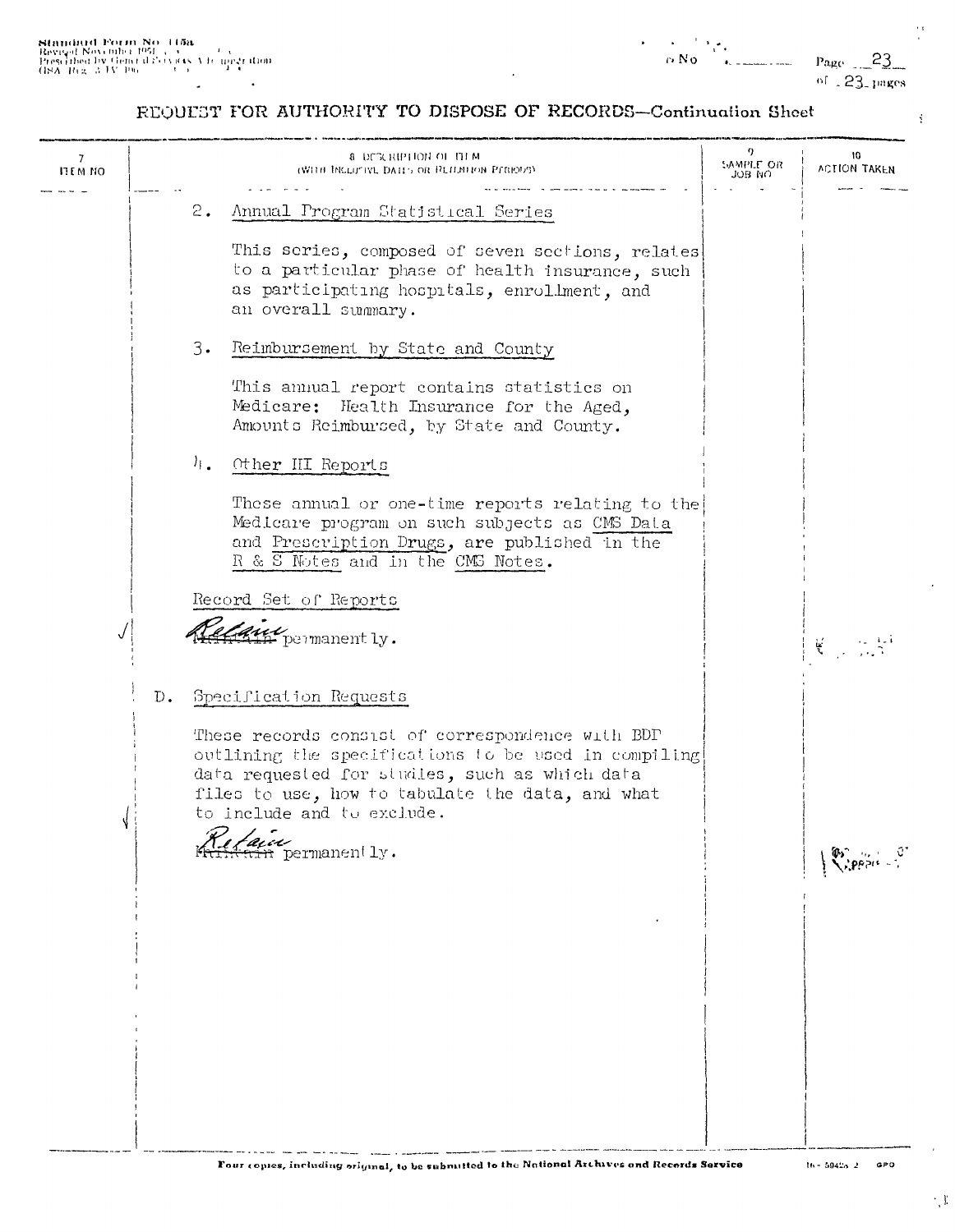## REQUEST FOR AUTHORITY TO DISPOSE OF RECORDS—Continuation Sheet

| 7 ITEM NO | 8 DESCRIPTION OF ITEM (WITH INCLUSIVE DATES OR RETENTION PERIODS) | 9 SAMPLE OR JOB NO | 10 ACTION TAKEN |
|---|---|---|---|
| | 2. Annual Program Statistical Series<br><br>This series, composed of seven sections, relates to a particular phase of health insurance, such as participating hospitals, enrollment, and an overall summary.<br><br>3. Reimbursement by State and County<br><br>This annual report contains statistics on Medicare: Health Insurance for the Aged, Amounts Reimbursed, by State and County.<br><br>4. Other HI Reports<br><br>These annual or one-time reports relating to the Medicare program on such subjects as CMS Data and Prescription Drugs, are published in the R & S Notes and in the CMS Notes.<br><br>Record Set of Reports | | |
| √ | ~~Maintain~~ Retain permanently. | | |
| | D. Specification Requests<br><br>These records consist of correspondence with BDP outlining the specifications to be used in compiling data requested for studies, such as which data files to use, how to tabulate the data, and what to include and to exclude. | | |
| √ | ~~Maintain~~ Retain permanently. | | |

Four copies, including original, to be submitted to the National Archives and Records Service